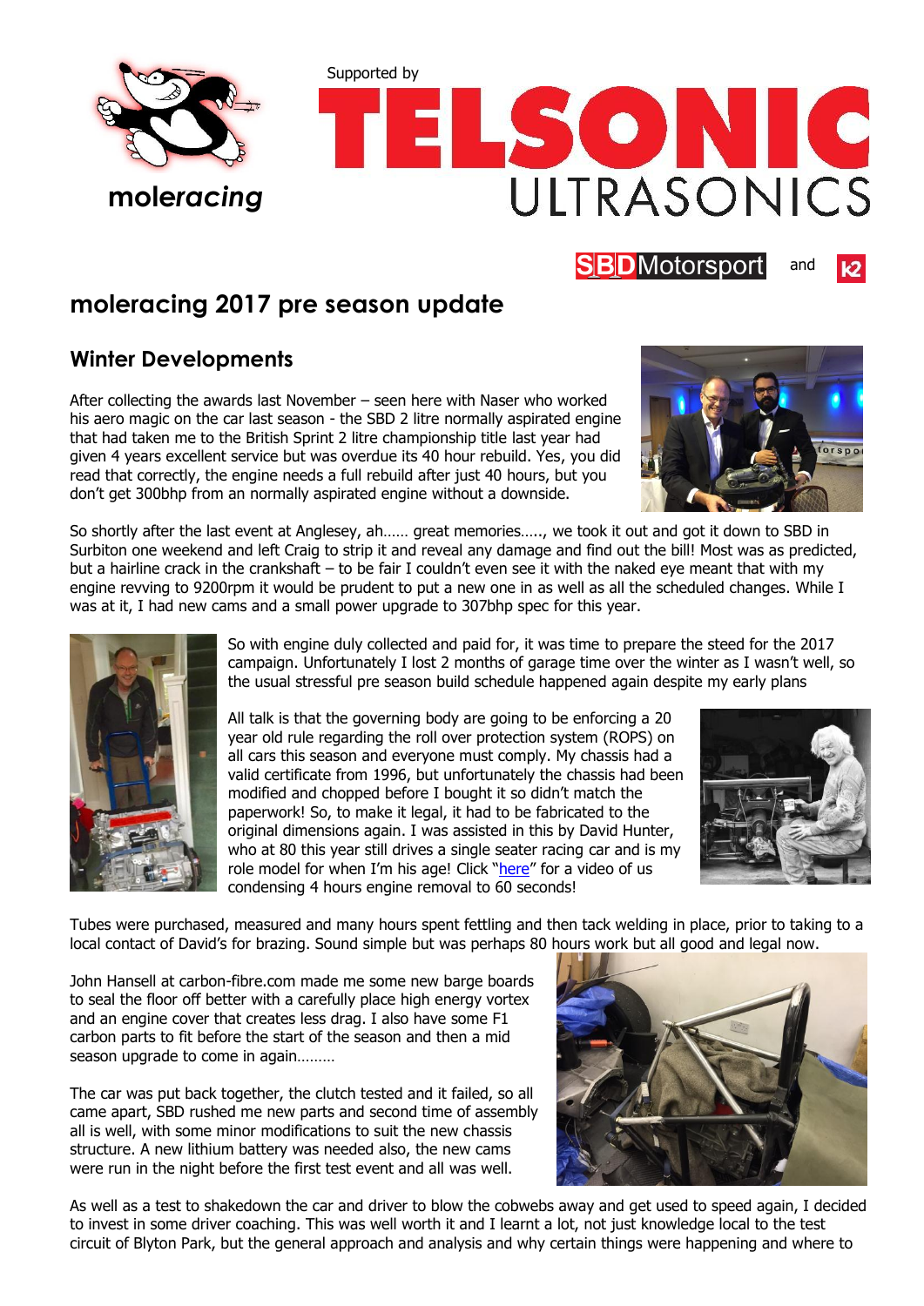moleracing

Supported by

TELSONIC ULTRASONICS

SBD Motorsport and K2

# moleracing 2017 pre season update

## Winter Developments

After collecting the awards last November – seen here with Naser who worked his aero magic on the car last season - the SBD 2 litre normally aspirated engine that had taken me to the British Sprint 2 litre championship title last year had given 4 years excellent service but was overdue its 40 hour rebuild. Yes, you did read that correctly, the engine needs a full rebuild after just 40 hours, but you don't get 300bhp from an normally aspirated engine without a downside.

So shortly after the last event at Anglesey, ah…… great memories….., we took it out and got it down to SBD in Surbiton one weekend and left Craig to strip it and reveal any damage and find out the bill! Most was as predicted, but a hairline crack in the crankshaft – to be fair I couldn't even see it with the naked eye meant that with my engine revving to 9200rpm it would be prudent to put a new one in as well as all the scheduled changes. While I was at it, I had new cams and a small power upgrade to 307bhp spec for this year.

So with engine duly collected and paid for, it was time to prepare the steed for the 2017 campaign. Unfortunately I lost 2 months of garage time over the winter as I wasn't well, so the usual stressful pre season build schedule happened again despite my early plans

All talk is that the governing body are going to be enforcing a 20 year old rule regarding the roll over protection system (ROPS) on all cars this season and everyone must comply. My chassis had a valid certificate from 1996, but unfortunately the chassis had been modified and chopped before I bought it so didn't match the paperwork! So, to make it legal, it had to be fabricated to the original dimensions again. I was assisted in this by David Hunter, who at 80 this year still drives a single seater racing car and is my role model for when I'm his age! Click "here" for a video of us condensing 4 hours engine removal to 60 seconds!

Tubes were purchased, measured and many hours spent fettling and then tack welding in place, prior to taking to a local contact of David's for brazing. Sound simple but was perhaps 80 hours work but all good and legal now.

John Hansell at carbon-fibre.com made me some new barge boards to seal the floor off better with a carefully place high energy vortex and an engine cover that creates less drag. I also have some F1 carbon parts to fit before the start of the season and then a mid season upgrade to come in again………

The car was put back together, the clutch tested and it failed, so all came apart, SBD rushed me new parts and second time of assembly all is well, with some minor modifications to suit the new chassis structure. A new lithium battery was needed also, the new cams were run in the night before the first test event and all was well.

As well as a test to shakedown the car and driver to blow the cobwebs away and get used to speed again, I decided to invest in some driver coaching. This was well worth it and I learnt a lot, not just knowledge local to the test circuit of Blyton Park, but the general approach and analysis and why certain things were happening and where to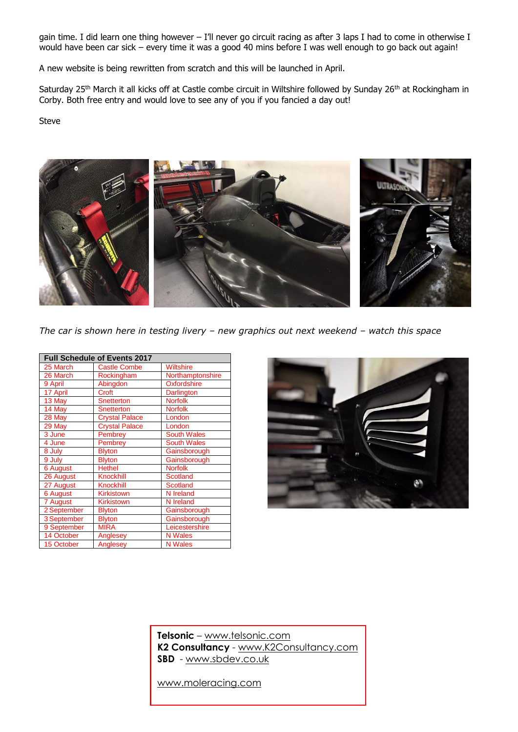gain time. I did learn one thing however – I'll never go circuit racing as after 3 laps I had to come in otherwise I would have been car sick – every time it was a good 40 mins before I was well enough to go back out again!

A new website is being rewritten from scratch and this will be launched in April.

Saturday 25th March it all kicks off at Castle combe circuit in Wiltshire followed by Sunday 26th at Rockingham in Corby. Both free entry and would love to see any of you if you fancied a day out!

Steve

*The car is shown here in testing livery – new graphics out next weekend – watch this space*

| Full Schedule of Events 2017 | | |
|---|---|---|
| 25 March | Castle Combe | Wiltshire |
| 26 March | Rockingham | Northamptonshire |
| 9 April | Abingdon | Oxfordshire |
| 17 April | Croft | Darlington |
| 13 May | Snetterton | Norfolk |
| 14 May | Snetterton | Norfolk |
| 28 May | Crystal Palace | London |
| 29 May | Crystal Palace | London |
| 3 June | Pembrey | South Wales |
| 4 June | Pembrey | South Wales |
| 8 July | Blyton | Gainsborough |
| 9 July | Blyton | Gainsborough |
| 6 August | Hethel | Norfolk |
| 26 August | Knockhill | Scotland |
| 27 August | Knockhill | Scotland |
| 6 August | Kirkistown | N Ireland |
| 7 August | Kirkistown | N Ireland |
| 2 September | Blyton | Gainsborough |
| 3 September | Blyton | Gainsborough |
| 9 September | MIRA | Leicestershire |
| 14 October | Anglesey | N Wales |
| 15 October | Anglesey | N Wales |

**Telsonic** – www.telsonic.com
**K2 Consultancy** - www.K2Consultancy.com
**SBD** - www.sbdev.co.uk

www.moleracing.com